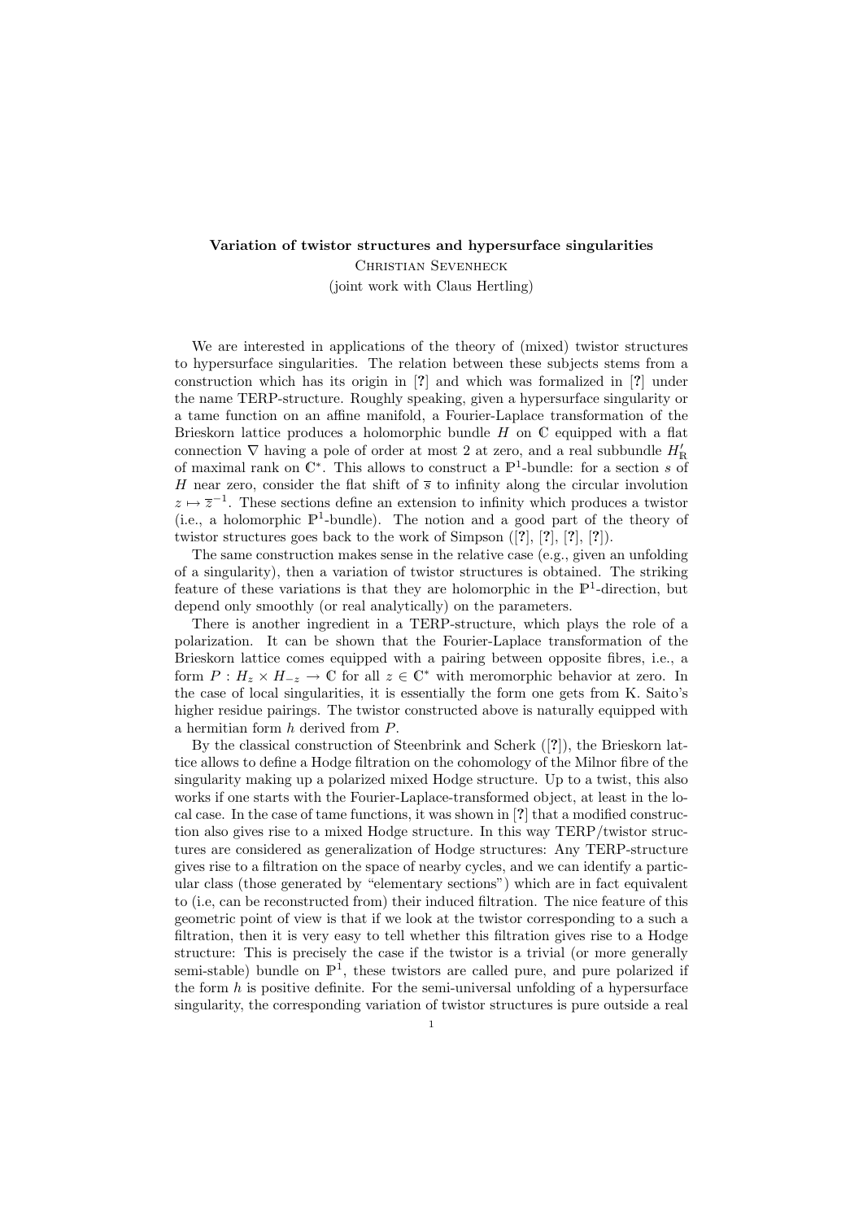**Variation of twistor structures and hypersurface singularities**

Christian Sevenheck

(joint work with Claus Hertling)

We are interested in applications of the theory of (mixed) twistor structures to hypersurface singularities. The relation between these subjects stems from a construction which has its origin in [?] and which was formalized in [?] under the name TERP-structure. Roughly speaking, given a hypersurface singularity or a tame function on an affine manifold, a Fourier-Laplace transformation of the Brieskorn lattice produces a holomorphic bundle $H$ on $\mathbb{C}$ equipped with a flat connection $\nabla$ having a pole of order at most 2 at zero, and a real subbundle $H'_{\mathbb{R}}$ of maximal rank on $\mathbb{C}^*$. This allows to construct a $\mathbb{P}^1$-bundle: for a section $s$ of $H$ near zero, consider the flat shift of $\overline{s}$ to infinity along the circular involution $z \mapsto \overline{z}^{-1}$. These sections define an extension to infinity which produces a twistor (i.e., a holomorphic $\mathbb{P}^1$-bundle). The notion and a good part of the theory of twistor structures goes back to the work of Simpson ([?], [?], [?], [?]).

The same construction makes sense in the relative case (e.g., given an unfolding of a singularity), then a variation of twistor structures is obtained. The striking feature of these variations is that they are holomorphic in the $\mathbb{P}^1$-direction, but depend only smoothly (or real analytically) on the parameters.

There is another ingredient in a TERP-structure, which plays the role of a polarization. It can be shown that the Fourier-Laplace transformation of the Brieskorn lattice comes equipped with a pairing between opposite fibres, i.e., a form $P : H_z \times H_{-z} \to \mathbb{C}$ for all $z \in \mathbb{C}^*$ with meromorphic behavior at zero. In the case of local singularities, it is essentially the form one gets from K. Saito's higher residue pairings. The twistor constructed above is naturally equipped with a hermitian form $h$ derived from $P$.

By the classical construction of Steenbrink and Scherk ([?]), the Brieskorn lattice allows to define a Hodge filtration on the cohomology of the Milnor fibre of the singularity making up a polarized mixed Hodge structure. Up to a twist, this also works if one starts with the Fourier-Laplace-transformed object, at least in the local case. In the case of tame functions, it was shown in [?] that a modified construction also gives rise to a mixed Hodge structure. In this way TERP/twistor structures are considered as generalization of Hodge structures: Any TERP-structure gives rise to a filtration on the space of nearby cycles, and we can identify a particular class (those generated by "elementary sections") which are in fact equivalent to (i.e, can be reconstructed from) their induced filtration. The nice feature of this geometric point of view is that if we look at the twistor corresponding to a such a filtration, then it is very easy to tell whether this filtration gives rise to a Hodge structure: This is precisely the case if the twistor is a trivial (or more generally semi-stable) bundle on $\mathbb{P}^1$, these twistors are called pure, and pure polarized if the form $h$ is positive definite. For the semi-universal unfolding of a hypersurface singularity, the corresponding variation of twistor structures is pure outside a real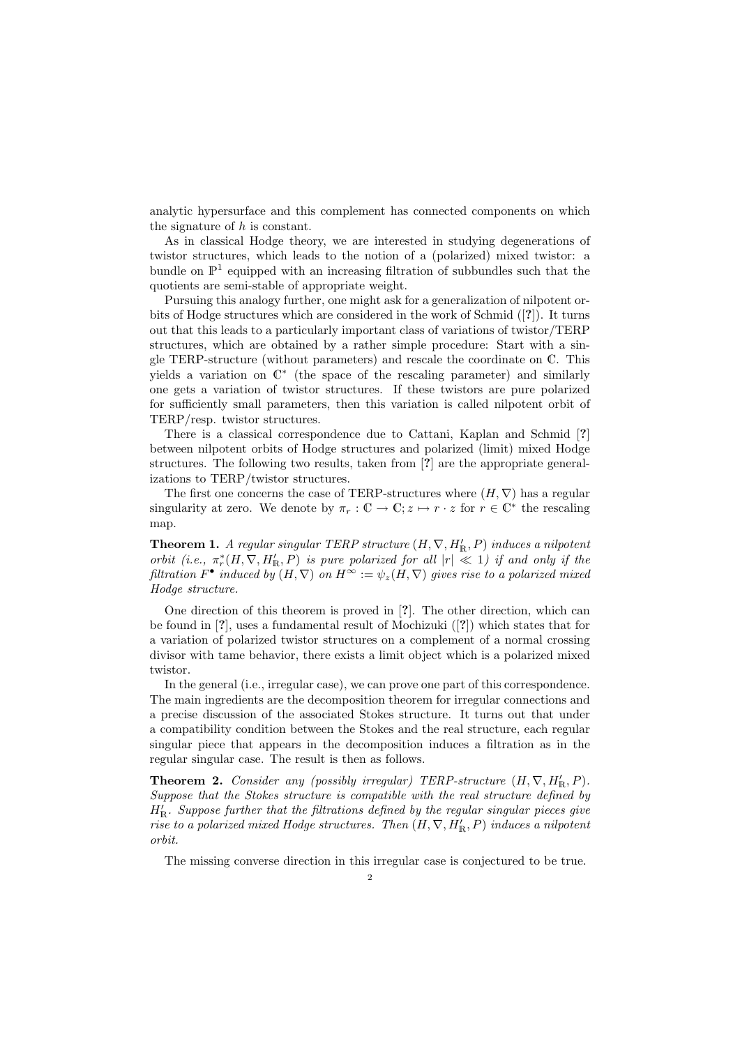analytic hypersurface and this complement has connected components on which the signature of $h$ is constant.

As in classical Hodge theory, we are interested in studying degenerations of twistor structures, which leads to the notion of a (polarized) mixed twistor: a bundle on $\mathbb{P}^1$ equipped with an increasing filtration of subbundles such that the quotients are semi-stable of appropriate weight.

Pursuing this analogy further, one might ask for a generalization of nilpotent orbits of Hodge structures which are considered in the work of Schmid ([**?**]). It turns out that this leads to a particularly important class of variations of twistor/TERP structures, which are obtained by a rather simple procedure: Start with a single TERP-structure (without parameters) and rescale the coordinate on $\mathbb{C}$. This yields a variation on $\mathbb{C}^*$ (the space of the rescaling parameter) and similarly one gets a variation of twistor structures. If these twistors are pure polarized for sufficiently small parameters, then this variation is called nilpotent orbit of TERP/resp. twistor structures.

There is a classical correspondence due to Cattani, Kaplan and Schmid [**?**] between nilpotent orbits of Hodge structures and polarized (limit) mixed Hodge structures. The following two results, taken from [**?**] are the appropriate generalizations to TERP/twistor structures.

The first one concerns the case of TERP-structures where $(H, \nabla)$ has a regular singularity at zero. We denote by $\pi_r : \mathbb{C} \to \mathbb{C}; z \mapsto r \cdot z$ for $r \in \mathbb{C}^*$ the rescaling map.

**Theorem 1.** *A regular singular TERP structure $(H, \nabla, H'_{\mathbb{R}}, P)$ induces a nilpotent orbit (i.e., $\pi_r^*(H, \nabla, H'_{\mathbb{R}}, P)$ is pure polarized for all $|r| \ll 1$) if and only if the filtration $F^\bullet$ induced by $(H, \nabla)$ on $H^\infty := \psi_z(H, \nabla)$ gives rise to a polarized mixed Hodge structure.*

One direction of this theorem is proved in [**?**]. The other direction, which can be found in [**?**], uses a fundamental result of Mochizuki ([**?**]) which states that for a variation of polarized twistor structures on a complement of a normal crossing divisor with tame behavior, there exists a limit object which is a polarized mixed twistor.

In the general (i.e., irregular case), we can prove one part of this correspondence. The main ingredients are the decomposition theorem for irregular connections and a precise discussion of the associated Stokes structure. It turns out that under a compatibility condition between the Stokes and the real structure, each regular singular piece that appears in the decomposition induces a filtration as in the regular singular case. The result is then as follows.

**Theorem 2.** *Consider any (possibly irregular) TERP-structure $(H, \nabla, H'_{\mathbb{R}}, P)$. Suppose that the Stokes structure is compatible with the real structure defined by $H'_{\mathbb{R}}$. Suppose further that the filtrations defined by the regular singular pieces give rise to a polarized mixed Hodge structures. Then $(H, \nabla, H'_{\mathbb{R}}, P)$ induces a nilpotent orbit.*

The missing converse direction in this irregular case is conjectured to be true.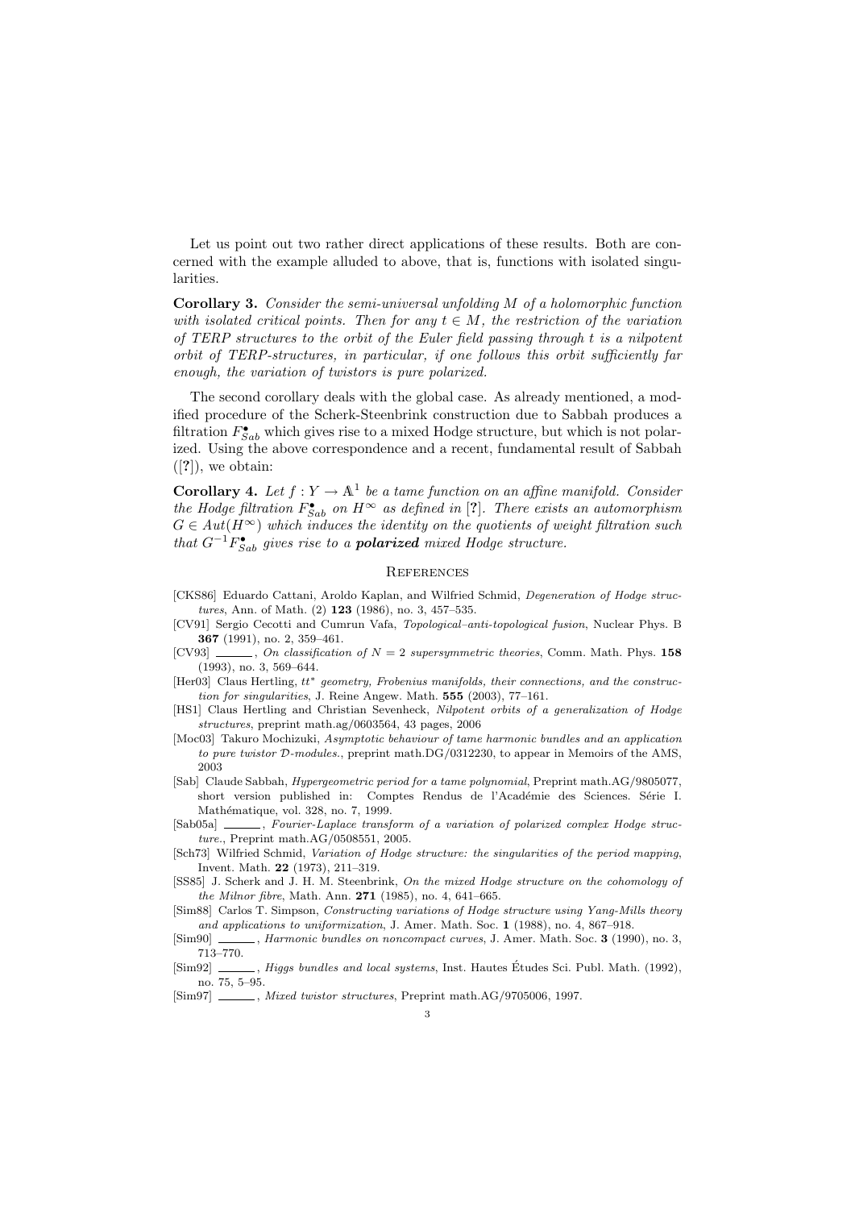Let us point out two rather direct applications of these results. Both are concerned with the example alluded to above, that is, functions with isolated singularities.

**Corollary 3.** *Consider the semi-universal unfolding $M$ of a holomorphic function with isolated critical points. Then for any $t \in M$, the restriction of the variation of TERP structures to the orbit of the Euler field passing through $t$ is a nilpotent orbit of TERP-structures, in particular, if one follows this orbit sufficiently far enough, the variation of twistors is pure polarized.*

The second corollary deals with the global case. As already mentioned, a modified procedure of the Scherk-Steenbrink construction due to Sabbah produces a filtration $F^\bullet_{Sab}$ which gives rise to a mixed Hodge structure, but which is not polarized. Using the above correspondence and a recent, fundamental result of Sabbah ([**?**]), we obtain:

**Corollary 4.** *Let $f : Y \to \mathbb{A}^1$ be a tame function on an affine manifold. Consider the Hodge filtration $F^\bullet_{Sab}$ on $H^\infty$ as defined in [**?**]. There exists an automorphism $G \in Aut(H^\infty)$ which induces the identity on the quotients of weight filtration such that $G^{-1}F^\bullet_{Sab}$ gives rise to a **polarized** mixed Hodge structure.*

## References

[CKS86] Eduardo Cattani, Aroldo Kaplan, and Wilfried Schmid, *Degeneration of Hodge structures*, Ann. of Math. (2) **123** (1986), no. 3, 457–535.

[CV91] Sergio Cecotti and Cumrun Vafa, *Topological–anti-topological fusion*, Nuclear Phys. B **367** (1991), no. 2, 359–461.

[CV93] ______, *On classification of $N = 2$ supersymmetric theories*, Comm. Math. Phys. **158** (1993), no. 3, 569–644.

[Her03] Claus Hertling, *$tt^*$ geometry, Frobenius manifolds, their connections, and the construction for singularities*, J. Reine Angew. Math. **555** (2003), 77–161.

[HS1] Claus Hertling and Christian Sevenheck, *Nilpotent orbits of a generalization of Hodge structures*, preprint math.ag/0603564, 43 pages, 2006

[Moc03] Takuro Mochizuki, *Asymptotic behaviour of tame harmonic bundles and an application to pure twistor $\mathcal{D}$-modules.*, preprint math.DG/0312230, to appear in Memoirs of the AMS, 2003

[Sab] Claude Sabbah, *Hypergeometric period for a tame polynomial*, Preprint math.AG/9805077, short version published in: Comptes Rendus de l'Académie des Sciences. Série I. Mathématique, vol. 328, no. 7, 1999.

[Sab05a] ______, *Fourier-Laplace transform of a variation of polarized complex Hodge structure.*, Preprint math.AG/0508551, 2005.

[Sch73] Wilfried Schmid, *Variation of Hodge structure: the singularities of the period mapping*, Invent. Math. **22** (1973), 211–319.

[SS85] J. Scherk and J. H. M. Steenbrink, *On the mixed Hodge structure on the cohomology of the Milnor fibre*, Math. Ann. **271** (1985), no. 4, 641–665.

[Sim88] Carlos T. Simpson, *Constructing variations of Hodge structure using Yang-Mills theory and applications to uniformization*, J. Amer. Math. Soc. **1** (1988), no. 4, 867–918.

[Sim90] ______, *Harmonic bundles on noncompact curves*, J. Amer. Math. Soc. **3** (1990), no. 3, 713–770.

[Sim92] ______, *Higgs bundles and local systems*, Inst. Hautes Études Sci. Publ. Math. (1992), no. 75, 5–95.

[Sim97] ______, *Mixed twistor structures*, Preprint math.AG/9705006, 1997.